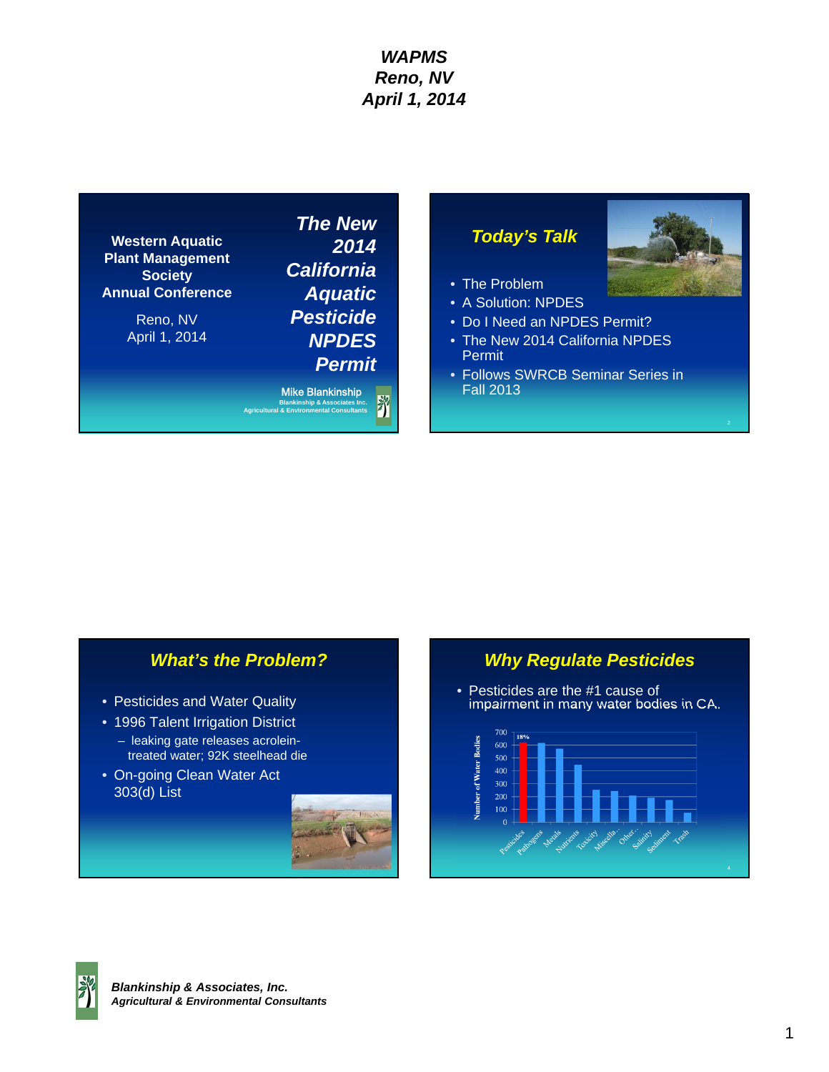***WAPMS***
***Reno, NV***
***April 1, 2014***

**Western Aquatic Plant Management Society Annual Conference**

Reno, NV
April 1, 2014

## *The New 2014 California Aquatic Pesticide NPDES Permit*

Mike Blankinship
Blankinship & Associates Inc.
Agricultural & Environmental Consultants

## *Today's Talk*

- The Problem
- A Solution: NPDES
- Do I Need an NPDES Permit?
- The New 2014 California NPDES Permit
- Follows SWRCB Seminar Series in Fall 2013

## *What's the Problem?*

- Pesticides and Water Quality
- 1996 Talent Irrigation District
  - leaking gate releases acrolein-treated water; 92K steelhead die
- On-going Clean Water Act 303(d) List

## *Why Regulate Pesticides*

- Pesticides are the #1 cause of impairment in many water bodies in CA.

| Category | Number of Water Bodies |
| --- | --- |
| Pesticides (18%) | ~610 |
| Pathogens | ~610 |
| Metals | ~570 |
| Nutrients | ~440 |
| Toxicity | ~250 |
| Miscella... | ~240 |
| Other... | ~205 |
| Salinity | ~190 |
| Sediment | ~170 |
| Trash | ~70 |

***Blankinship & Associates, Inc.***
***Agricultural & Environmental Consultants***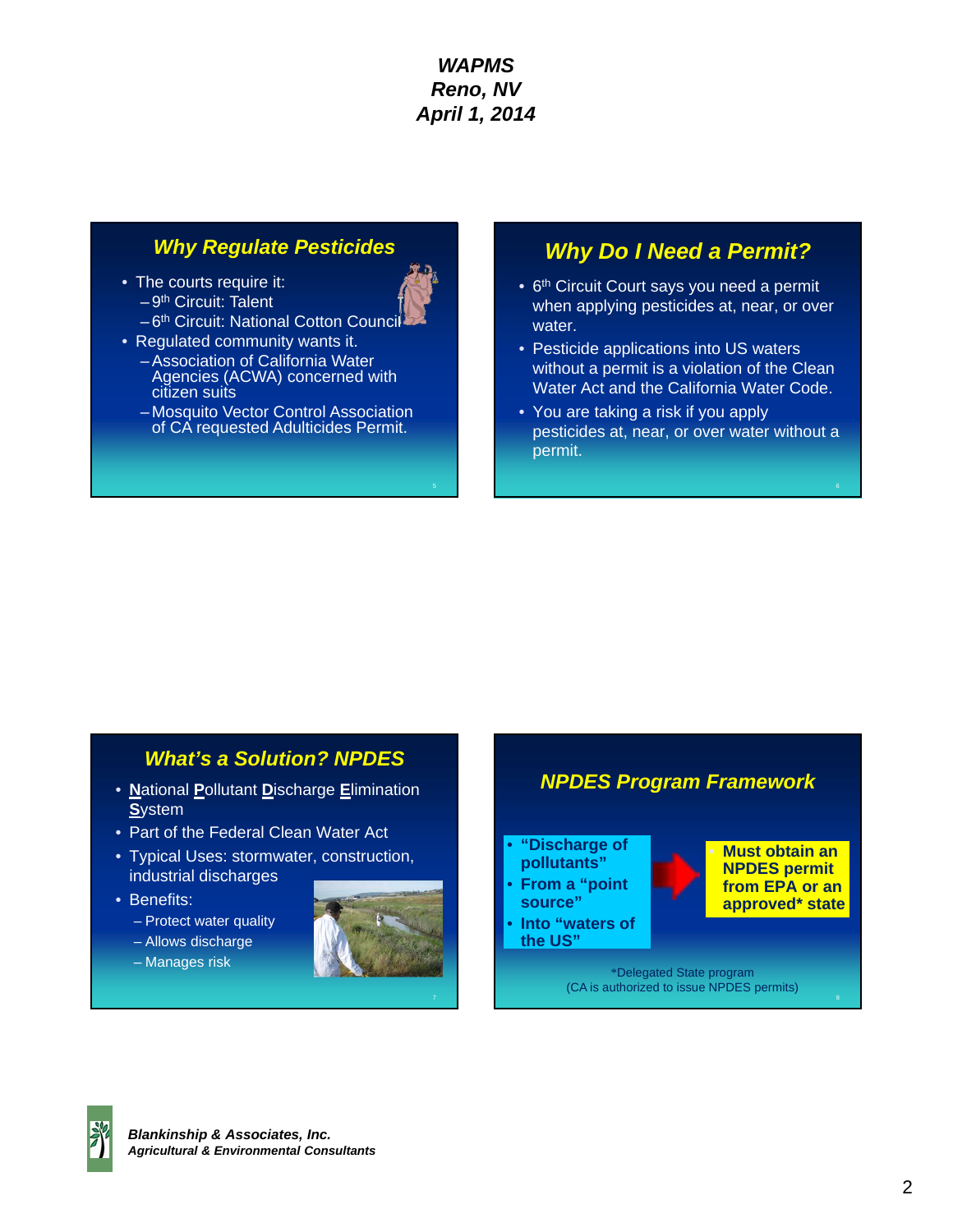***WAPMS***
***Reno, NV***
***April 1, 2014***

## *Why Regulate Pesticides*

- The courts require it:
  - 9th Circuit: Talent
  - 6th Circuit: National Cotton Council
- Regulated community wants it.
  - Association of California Water Agencies (ACWA) concerned with citizen suits
  - Mosquito Vector Control Association of CA requested Adulticides Permit.

## *Why Do I Need a Permit?*

- 6th Circuit Court says you need a permit when applying pesticides at, near, or over water.
- Pesticide applications into US waters without a permit is a violation of the Clean Water Act and the California Water Code.
- You are taking a risk if you apply pesticides at, near, or over water without a permit.

## *What's a Solution? NPDES*

- **N**ational **P**ollutant **D**ischarge **E**limination **S**ystem
- Part of the Federal Clean Water Act
- Typical Uses: stormwater, construction, industrial discharges
- Benefits:
  - Protect water quality
  - Allows discharge
  - Manages risk

## *NPDES Program Framework*

- **"Discharge of pollutants"**
- **From a "point source"**
- **Into "waters of the US"**

→ **Must obtain an NPDES permit from EPA or an approved* state**

*Delegated State program
(CA is authorized to issue NPDES permits)

***Blankinship & Associates, Inc.***
***Agricultural & Environmental Consultants***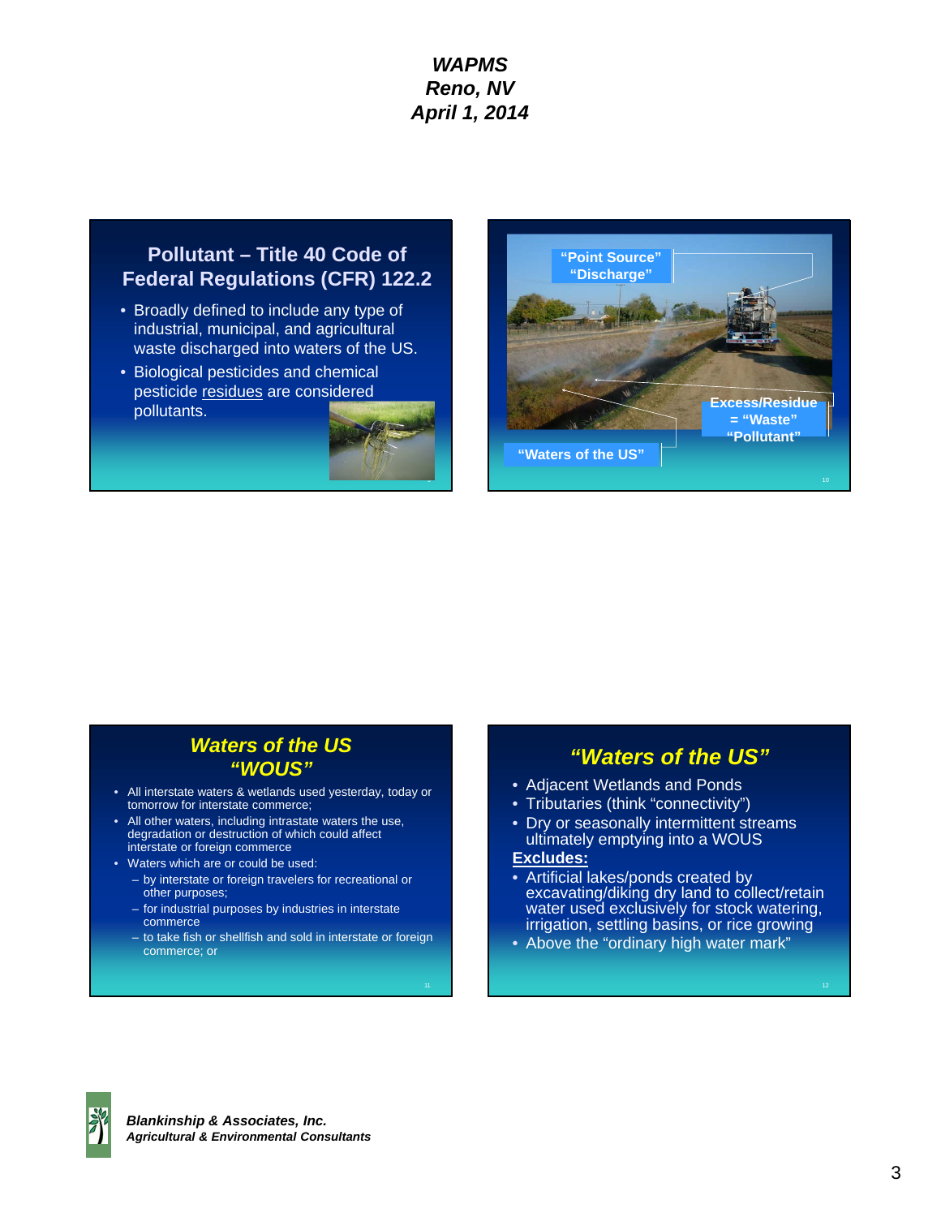*WAPMS*
*Reno, NV*
*April 1, 2014*

## Pollutant – Title 40 Code of Federal Regulations (CFR) 122.2

- Broadly defined to include any type of industrial, municipal, and agricultural waste discharged into waters of the US.
- Biological pesticides and chemical pesticide residues are considered pollutants.

"Point Source"
"Discharge"

Excess/Residue = "Waste" "Pollutant"

"Waters of the US"

## *Waters of the US "WOUS"*

- All interstate waters & wetlands used yesterday, today or tomorrow for interstate commerce;
- All other waters, including intrastate waters the use, degradation or destruction of which could affect interstate or foreign commerce
- Waters which are or could be used:
  - by interstate or foreign travelers for recreational or other purposes;
  - for industrial purposes by industries in interstate commerce
  - to take fish or shellfish and sold in interstate or foreign commerce; or

## *"Waters of the US"*

- Adjacent Wetlands and Ponds
- Tributaries (think "connectivity")
- Dry or seasonally intermittent streams ultimately emptying into a WOUS

**Excludes:**

- Artificial lakes/ponds created by excavating/diking dry land to collect/retain water used exclusively for stock watering, irrigation, settling basins, or rice growing
- Above the "ordinary high water mark"

***Blankinship & Associates, Inc.***
***Agricultural & Environmental Consultants***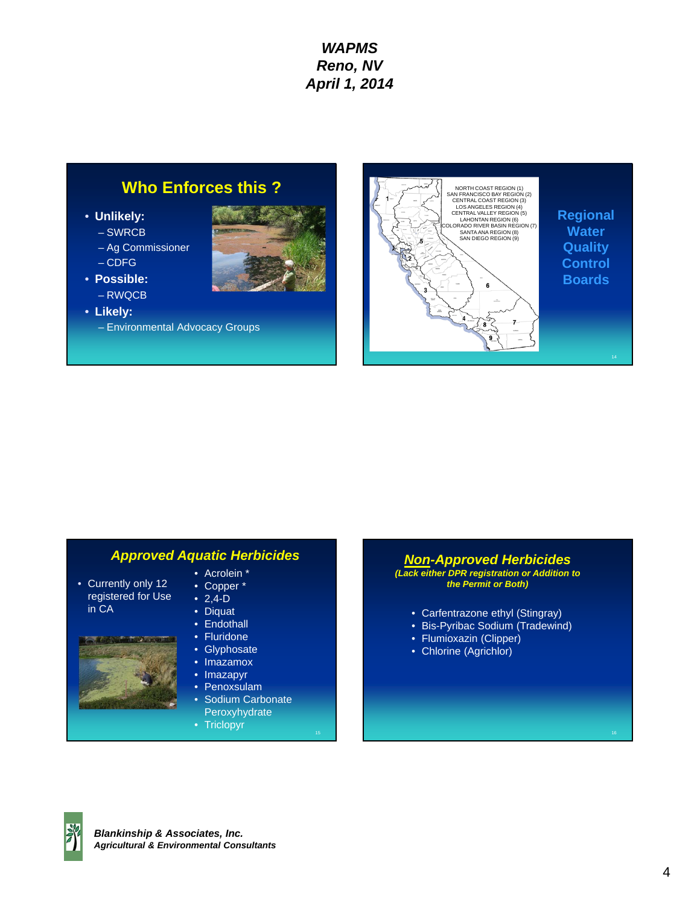## Who Enforces this ?

- **Unlikely:**
  - SWRCB
  - Ag Commissioner
  - CDFG
- **Possible:**
  - RWQCB
- **Likely:**
  - Environmental Advocacy Groups

NORTH COAST REGION (1)
SAN FRANCISCO BAY REGION (2)
CENTRAL COAST REGION (3)
LOS ANGELES REGION (4)
CENTRAL VALLEY REGION (5)
LAHONTAN REGION (6)
COLORADO RIVER BASIN REGION (7)
SANTA ANA REGION (8)
SAN DIEGO REGION (9)

## Regional Water Quality Control Boards

## *Approved Aquatic Herbicides*

- Currently only 12 registered for Use in CA

- Acrolein *
- Copper *
- 2,4-D
- Diquat
- Endothall
- Fluridone
- Glyphosate
- Imazamox
- Imazapyr
- Penoxsulam
- Sodium Carbonate Peroxyhydrate
- Triclopyr

## *Non-Approved Herbicides*

***(Lack either DPR registration or Addition to the Permit or Both)***

- Carfentrazone ethyl (Stingray)
- Bis-Pyribac Sodium (Tradewind)
- Flumioxazin (Clipper)
- Chlorine (Agrichlor)

***Blankinship & Associates, Inc.***
***Agricultural & Environmental Consultants***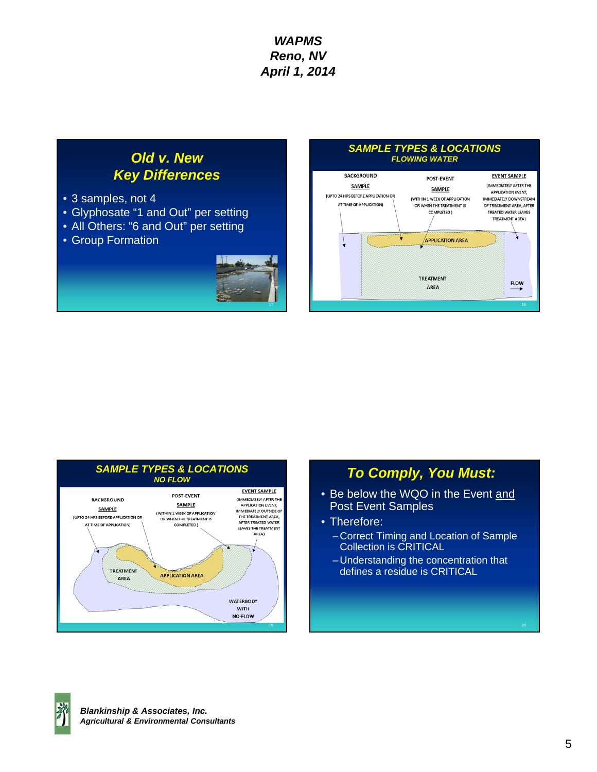# WAPMS
# Reno, NV
# April 1, 2014

## Old v. New Key Differences

- 3 samples, not 4
- Glyphosate "1 and Out" per setting
- All Others: "6 and Out" per setting
- Group Formation

## SAMPLE TYPES & LOCATIONS
### FLOWING WATER

BACKGROUND SAMPLE (UPTO 24 HRS BEFORE APPLICATION OR AT TIME OF APPLICATION)

POST-EVENT SAMPLE (WITHIN 1 WEEK OF APPLICATION OR WHEN THE TREATMENT IS COMPLETED)

EVENT SAMPLE (IMMEDIATELY AFTER THE APPLICATION EVENT, IMMEDIATELY DOWNSTREAM OF TREATMENT AREA, AFTER TREATED WATER LEAVES TREATMENT AREA)

APPLICATION AREA

TREATMENT AREA

FLOW

## SAMPLE TYPES & LOCATIONS
### NO FLOW

BACKGROUND SAMPLE (UPTO 24 HRS BEFORE APPLICATION OR AT TIME OF APPLICATION)

POST-EVENT SAMPLE (WITHIN 1 WEEK OF APPLICATION OR WHEN THE TREATMENT IS COMPLETED)

EVENT SAMPLE (IMMEDIATELY AFTER THE APPLICATION EVENT, IMMEDIATELY OUTSIDE OF THE TREATMENT AREA, AFTER TREATED WATER LEAVES THE TREATMENT AREA)

TREATMENT AREA

APPLICATION AREA

WATERBODY WITH NO-FLOW

## To Comply, You Must:

- Be below the WQO in the Event and Post Event Samples
- Therefore:
  - Correct Timing and Location of Sample Collection is CRITICAL
  - Understanding the concentration that defines a residue is CRITICAL

***Blankinship & Associates, Inc.***
***Agricultural & Environmental Consultants***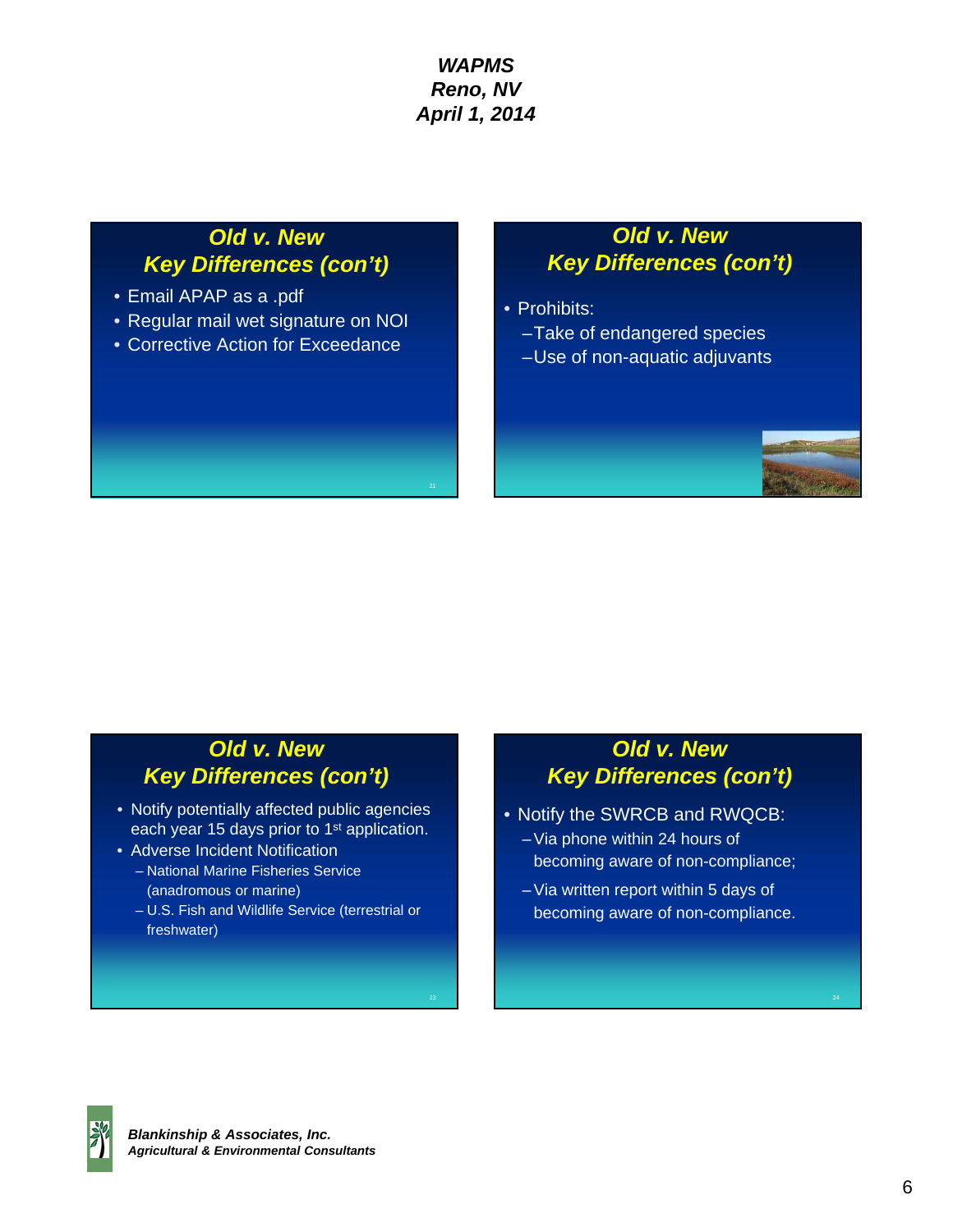## Old v. New Key Differences (con't)

- Email APAP as a .pdf
- Regular mail wet signature on NOI
- Corrective Action for Exceedance

## Old v. New Key Differences (con't)

- Prohibits:
  - Take of endangered species
  - Use of non-aquatic adjuvants

## Old v. New Key Differences (con't)

- Notify potentially affected public agencies each year 15 days prior to 1st application.
- Adverse Incident Notification
  - National Marine Fisheries Service (anadromous or marine)
  - U.S. Fish and Wildlife Service (terrestrial or freshwater)

## Old v. New Key Differences (con't)

- Notify the SWRCB and RWQCB:
  - Via phone within 24 hours of becoming aware of non-compliance;
  - Via written report within 5 days of becoming aware of non-compliance.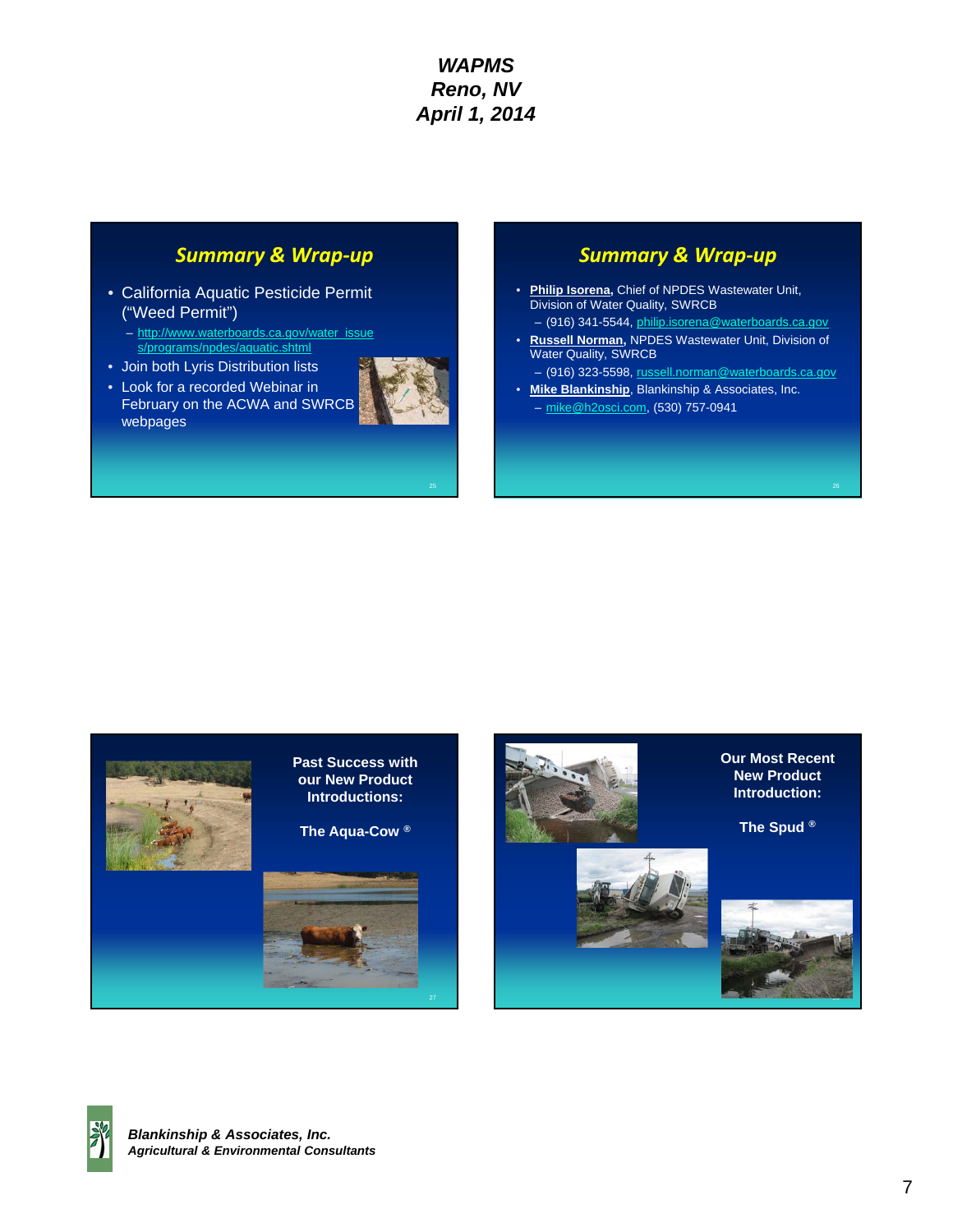# WAPMS
# Reno, NV
# April 1, 2014

## Summary & Wrap-up

- California Aquatic Pesticide Permit ("Weed Permit")
  - http://www.waterboards.ca.gov/water_issues/programs/npdes/aquatic.shtml
- Join both Lyris Distribution lists
- Look for a recorded Webinar in February on the ACWA and SWRCB webpages

## Summary & Wrap-up

- **Philip Isorena,** Chief of NPDES Wastewater Unit, Division of Water Quality, SWRCB
  - (916) 341-5544, philip.isorena@waterboards.ca.gov
- **Russell Norman,** NPDES Wastewater Unit, Division of Water Quality, SWRCB
  - (916) 323-5598, russell.norman@waterboards.ca.gov
- **Mike Blankinship**, Blankinship & Associates, Inc.
  - mike@h2osci.com, (530) 757-0941

**Past Success with our New Product Introductions:**

**The Aqua-Cow ®**

**Our Most Recent New Product Introduction:**

**The Spud ®**

***Blankinship & Associates, Inc.***
***Agricultural & Environmental Consultants***